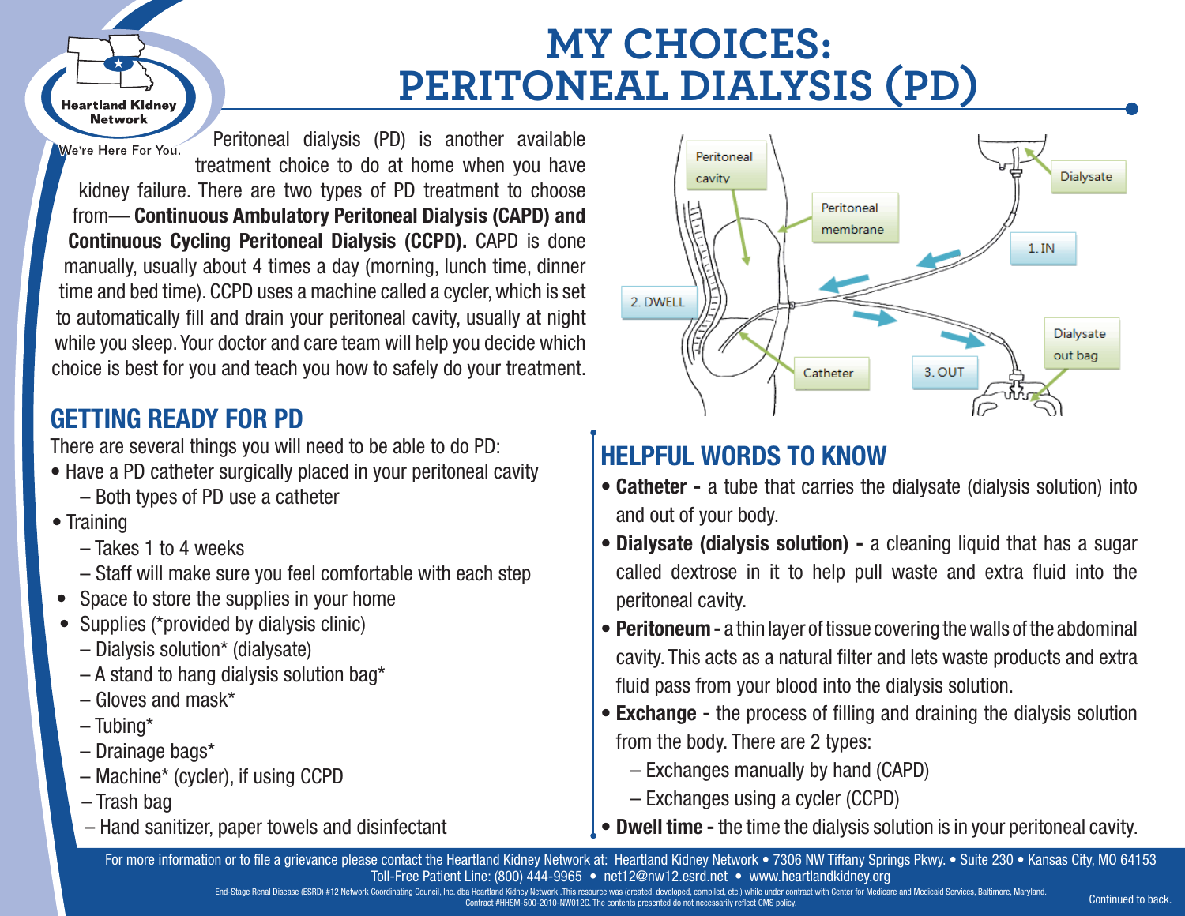Heartland Kidney Network

We're Here For You.

# MY CHOICES: PERITONEAL DIALYSIS (PD)

Peritoneal dialysis (PD) is another available treatment choice to do at home when you have kidney failure. There are two types of PD treatment to choose from— **Continuous Ambulatory Peritoneal Dialysis (CAPD) and Continuous Cycling Peritoneal Dialysis (CCPD).** CAPD is done manually, usually about 4 times a day (morning, lunch time, dinner time and bed time). CCPD uses a machine called a cycler, which is set to automatically fill and drain your peritoneal cavity, usually at night while you sleep. Your doctor and care team will help you decide which choice is best for you and teach you how to safely do your treatment.

Peritoneal cavity · Peritoneal membrane · Dialysate · 1. IN · 2. DWELL · Catheter · 3. OUT · Dialysate out bag

## GETTING READY FOR PD

There are several things you will need to be able to do PD:

- Have a PD catheter surgically placed in your peritoneal cavity
  - Both types of PD use a catheter
- Training
  - Takes 1 to 4 weeks
  - Staff will make sure you feel comfortable with each step
- Space to store the supplies in your home
- Supplies (*provided by dialysis clinic)
  - Dialysis solution* (dialysate)
  - A stand to hang dialysis solution bag*
  - Gloves and mask*
  - Tubing*
  - Drainage bags*
  - Machine* (cycler), if using CCPD
  - Trash bag
  - Hand sanitizer, paper towels and disinfectant

## HELPFUL WORDS TO KNOW

- **Catheter -** a tube that carries the dialysate (dialysis solution) into and out of your body.
- **Dialysate (dialysis solution) -** a cleaning liquid that has a sugar called dextrose in it to help pull waste and extra fluid into the peritoneal cavity.
- **Peritoneum -** a thin layer of tissue covering the walls of the abdominal cavity. This acts as a natural filter and lets waste products and extra fluid pass from your blood into the dialysis solution.
- **Exchange -** the process of filling and draining the dialysis solution from the body. There are 2 types:
  - Exchanges manually by hand (CAPD)
  - Exchanges using a cycler (CCPD)
- **Dwell time -** the time the dialysis solution is in your peritoneal cavity.

For more information or to file a grievance please contact the Heartland Kidney Network at: Heartland Kidney Network • 7306 NW Tiffany Springs Pkwy. • Suite 230 • Kansas City, MO 64153
Toll-Free Patient Line: (800) 444-9965 • net12@nw12.esrd.net • www.heartlandkidney.org

End-Stage Renal Disease (ESRD) #12 Network Coordinating Council, Inc. dba Heartland Kidney Network .This resource was (created, developed, compiled, etc.) while under contract with Center for Medicare and Medicaid Services, Baltimore, Maryland. Contract #HHSM-500-2010-NW012C. The contents presented do not necessarily reflect CMS policy.

Continued to back.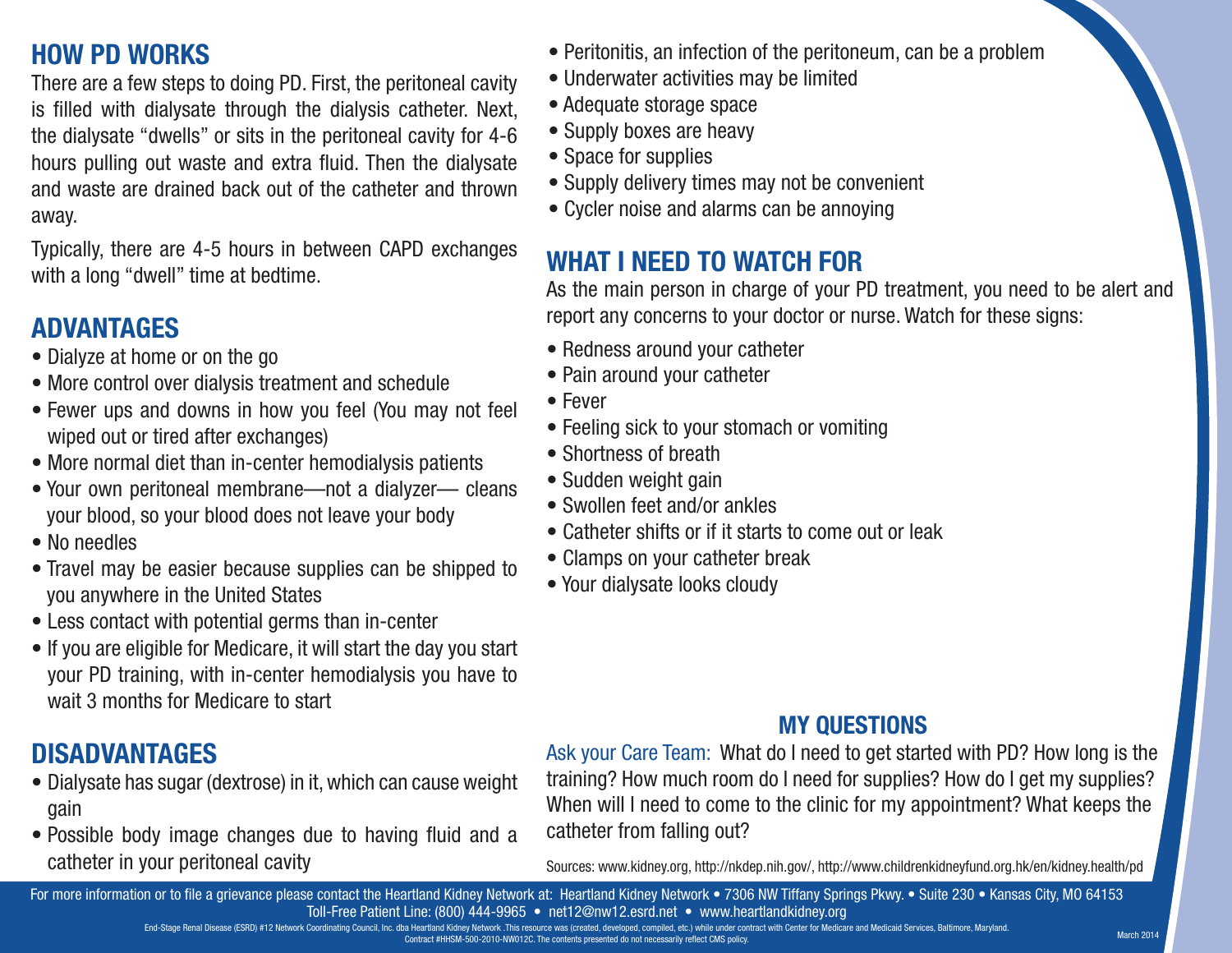## HOW PD WORKS

There are a few steps to doing PD. First, the peritoneal cavity is filled with dialysate through the dialysis catheter. Next, the dialysate "dwells" or sits in the peritoneal cavity for 4-6 hours pulling out waste and extra fluid. Then the dialysate and waste are drained back out of the catheter and thrown away.

Typically, there are 4-5 hours in between CAPD exchanges with a long "dwell" time at bedtime.

## ADVANTAGES

- Dialyze at home or on the go
- More control over dialysis treatment and schedule
- Fewer ups and downs in how you feel (You may not feel wiped out or tired after exchanges)
- More normal diet than in-center hemodialysis patients
- Your own peritoneal membrane—not a dialyzer— cleans your blood, so your blood does not leave your body
- No needles
- Travel may be easier because supplies can be shipped to you anywhere in the United States
- Less contact with potential germs than in-center
- If you are eligible for Medicare, it will start the day you start your PD training, with in-center hemodialysis you have to wait 3 months for Medicare to start

## DISADVANTAGES

- Dialysate has sugar (dextrose) in it, which can cause weight gain
- Possible body image changes due to having fluid and a catheter in your peritoneal cavity
- Peritonitis, an infection of the peritoneum, can be a problem
- Underwater activities may be limited
- Adequate storage space
- Supply boxes are heavy
- Space for supplies
- Supply delivery times may not be convenient
- Cycler noise and alarms can be annoying

## WHAT I NEED TO WATCH FOR

As the main person in charge of your PD treatment, you need to be alert and report any concerns to your doctor or nurse. Watch for these signs:

- Redness around your catheter
- Pain around your catheter
- Fever
- Feeling sick to your stomach or vomiting
- Shortness of breath
- Sudden weight gain
- Swollen feet and/or ankles
- Catheter shifts or if it starts to come out or leak
- Clamps on your catheter break
- Your dialysate looks cloudy

## MY QUESTIONS

Ask your Care Team: What do I need to get started with PD? How long is the training? How much room do I need for supplies? How do I get my supplies? When will I need to come to the clinic for my appointment? What keeps the catheter from falling out?

Sources: www.kidney.org, http://nkdep.nih.gov/, http://www.childrenkidneyfund.org.hk/en/kidney.health/pd

For more information or to file a grievance please contact the Heartland Kidney Network at: Heartland Kidney Network • 7306 NW Tiffany Springs Pkwy. • Suite 230 • Kansas City, MO 64153
Toll-Free Patient Line: (800) 444-9965 • net12@nw12.esrd.net • www.heartlandkidney.org

End-Stage Renal Disease (ESRD) #12 Network Coordinating Council, Inc. dba Heartland Kidney Network .This resource was (created, developed, compiled, etc.) while under contract with Center for Medicare and Medicaid Services, Baltimore, Maryland. Contract #HHSM-500-2010-NW012C. The contents presented do not necessarily reflect CMS policy.

March 2014